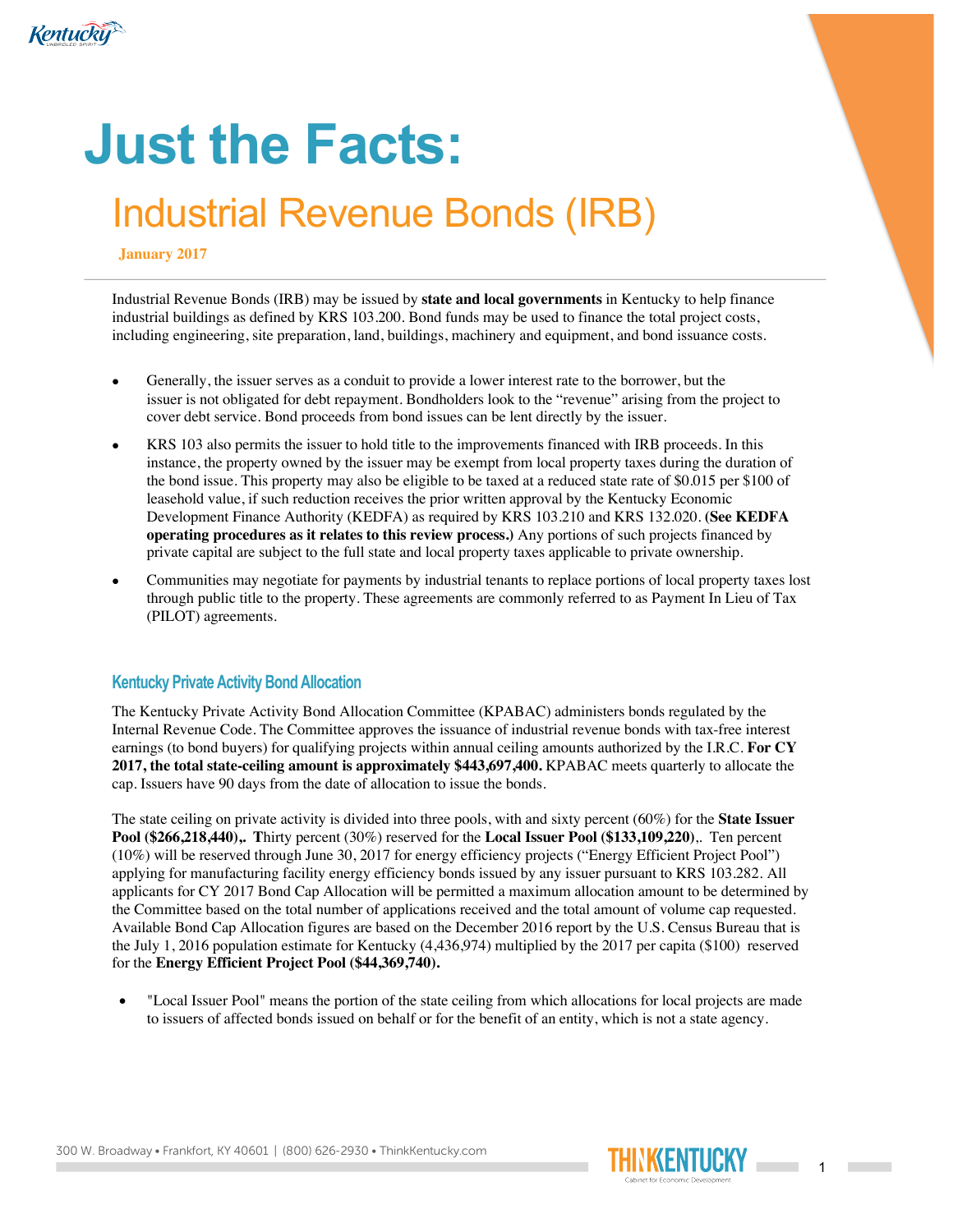# Just the Facts:

## Industrial Revenue Bonds (IRB)

**January 2017**

---

Industrial Revenue Bonds (IRB) may be issued by **state and local governments** in Kentucky to help finance industrial buildings as defined by KRS 103.200. Bond funds may be used to finance the total project costs, including engineering, site preparation, land, buildings, machinery and equipment, and bond issuance costs.

- Generally, the issuer serves as a conduit to provide a lower interest rate to the borrower, but the issuer is not obligated for debt repayment. Bondholders look to the "revenue" arising from the project to cover debt service. Bond proceeds from bond issues can be lent directly by the issuer.
- KRS 103 also permits the issuer to hold title to the improvements financed with IRB proceeds. In this instance, the property owned by the issuer may be exempt from local property taxes during the duration of the bond issue. This property may also be eligible to be taxed at a reduced state rate of $0.015 per $100 of leasehold value, if such reduction receives the prior written approval by the Kentucky Economic Development Finance Authority (KEDFA) as required by KRS 103.210 and KRS 132.020. **(See KEDFA operating procedures as it relates to this review process.)** Any portions of such projects financed by private capital are subject to the full state and local property taxes applicable to private ownership.
- Communities may negotiate for payments by industrial tenants to replace portions of local property taxes lost through public title to the property. These agreements are commonly referred to as Payment In Lieu of Tax (PILOT) agreements.

### Kentucky Private Activity Bond Allocation

The Kentucky Private Activity Bond Allocation Committee (KPABAC) administers bonds regulated by the Internal Revenue Code. The Committee approves the issuance of industrial revenue bonds with tax-free interest earnings (to bond buyers) for qualifying projects within annual ceiling amounts authorized by the I.R.C. **For CY 2017, the total state-ceiling amount is approximately $443,697,400.** KPABAC meets quarterly to allocate the cap. Issuers have 90 days from the date of allocation to issue the bonds.

The state ceiling on private activity is divided into three pools, with and sixty percent (60%) for the **State Issuer Pool ($266,218,440),. T**hirty percent (30%) reserved for the **Local Issuer Pool ($133,109,220)**,. Ten percent (10%) will be reserved through June 30, 2017 for energy efficiency projects ("Energy Efficient Project Pool") applying for manufacturing facility energy efficiency bonds issued by any issuer pursuant to KRS 103.282. All applicants for CY 2017 Bond Cap Allocation will be permitted a maximum allocation amount to be determined by the Committee based on the total number of applications received and the total amount of volume cap requested. Available Bond Cap Allocation figures are based on the December 2016 report by the U.S. Census Bureau that is the July 1, 2016 population estimate for Kentucky (4,436,974) multiplied by the 2017 per capita ($100) reserved for the **Energy Efficient Project Pool ($44,369,740).**

- "Local Issuer Pool" means the portion of the state ceiling from which allocations for local projects are made to issuers of affected bonds issued on behalf or for the benefit of an entity, which is not a state agency.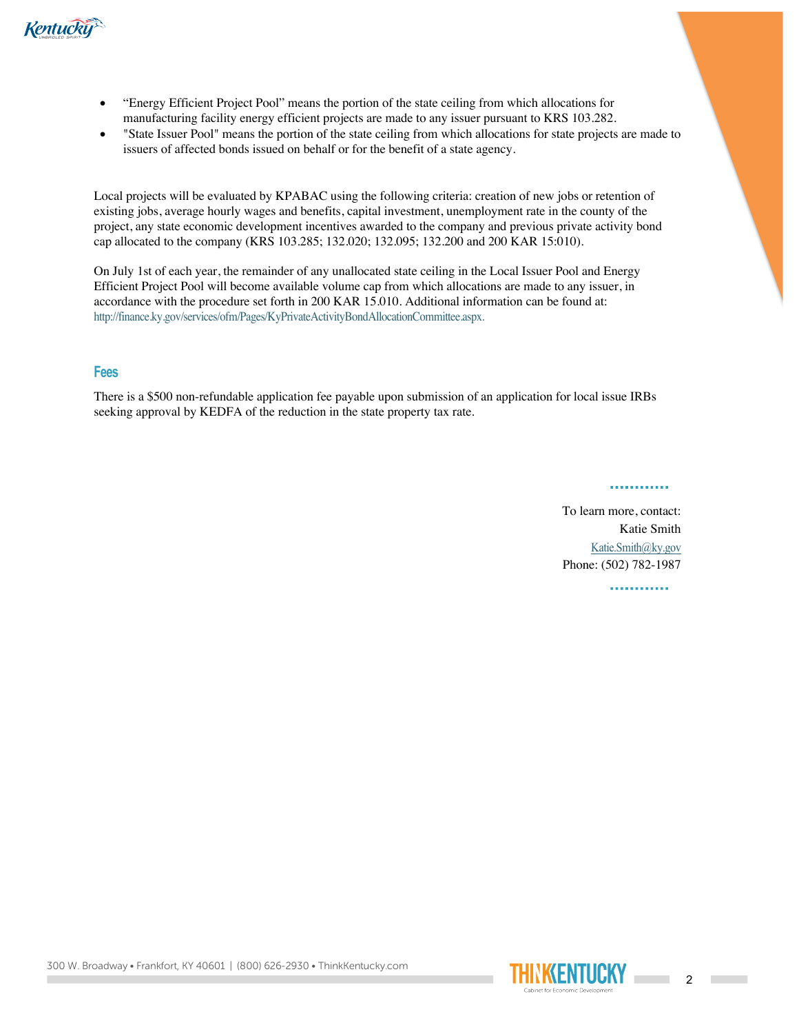- “Energy Efficient Project Pool” means the portion of the state ceiling from which allocations for manufacturing facility energy efficient projects are made to any issuer pursuant to KRS 103.282.
- "State Issuer Pool" means the portion of the state ceiling from which allocations for state projects are made to issuers of affected bonds issued on behalf or for the benefit of a state agency.

Local projects will be evaluated by KPABAC using the following criteria: creation of new jobs or retention of existing jobs, average hourly wages and benefits, capital investment, unemployment rate in the county of the project, any state economic development incentives awarded to the company and previous private activity bond cap allocated to the company (KRS 103.285; 132.020; 132.095; 132.200 and 200 KAR 15:010).

On July 1st of each year, the remainder of any unallocated state ceiling in the Local Issuer Pool and Energy Efficient Project Pool will become available volume cap from which allocations are made to any issuer, in accordance with the procedure set forth in 200 KAR 15.010. Additional information can be found at: http://finance.ky.gov/services/ofm/Pages/KyPrivateActivityBondAllocationCommittee.aspx.

## Fees

There is a $500 non-refundable application fee payable upon submission of an application for local issue IRBs seeking approval by KEDFA of the reduction in the state property tax rate.

To learn more, contact:
Katie Smith
Katie.Smith@ky.gov
Phone: (502) 782-1987